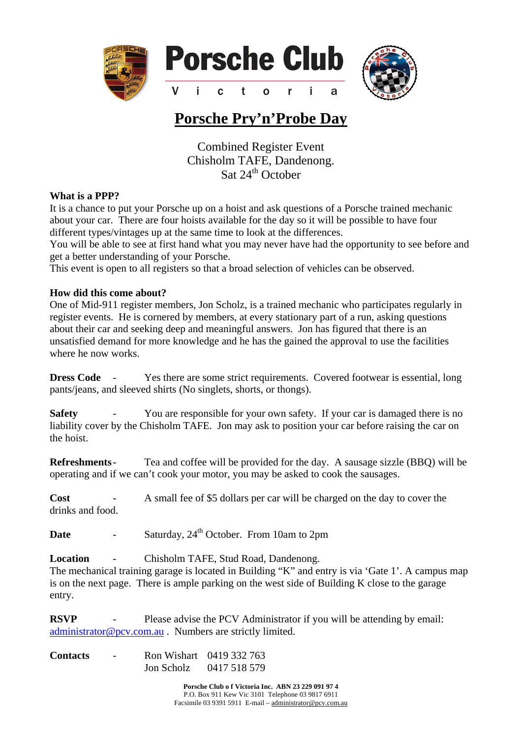# Porsche Club

V i c t o r i a

## Porsche Pry'n'Probe Day

Combined Register Event
Chisholm TAFE, Dandenong.
Sat 24th October

**What is a PPP?**

It is a chance to put your Porsche up on a hoist and ask questions of a Porsche trained mechanic about your car. There are four hoists available for the day so it will be possible to have four different types/vintages up at the same time to look at the differences.

You will be able to see at first hand what you may never have had the opportunity to see before and get a better understanding of your Porsche.

This event is open to all registers so that a broad selection of vehicles can be observed.

**How did this come about?**

One of Mid-911 register members, Jon Scholz, is a trained mechanic who participates regularly in register events. He is cornered by members, at every stationary part of a run, asking questions about their car and seeking deep and meaningful answers. Jon has figured that there is an unsatisfied demand for more knowledge and he has the gained the approval to use the facilities where he now works.

**Dress Code** - Yes there are some strict requirements. Covered footwear is essential, long pants/jeans, and sleeved shirts (No singlets, shorts, or thongs).

**Safety** - You are responsible for your own safety. If your car is damaged there is no liability cover by the Chisholm TAFE. Jon may ask to position your car before raising the car on the hoist.

**Refreshments** - Tea and coffee will be provided for the day. A sausage sizzle (BBQ) will be operating and if we can't cook your motor, you may be asked to cook the sausages.

**Cost** - A small fee of $5 dollars per car will be charged on the day to cover the drinks and food.

**Date** - Saturday, 24th October. From 10am to 2pm

**Location** - Chisholm TAFE, Stud Road, Dandenong.
The mechanical training garage is located in Building "K" and entry is via 'Gate 1'. A campus map is on the next page. There is ample parking on the west side of Building K close to the garage entry.

**RSVP** - Please advise the PCV Administrator if you will be attending by email: administrator@pcv.com.au . Numbers are strictly limited.

**Contacts** - Ron Wishart 0419 332 763
Jon Scholz 0417 518 579

**Porsche Club o f Victoria Inc. ABN 23 229 091 97 4**
P.O. Box 911 Kew Vic 3101 Telephone 03 9817 6911
Facsimile 03 9391 5911 E-mail – administrator@pcv.com.au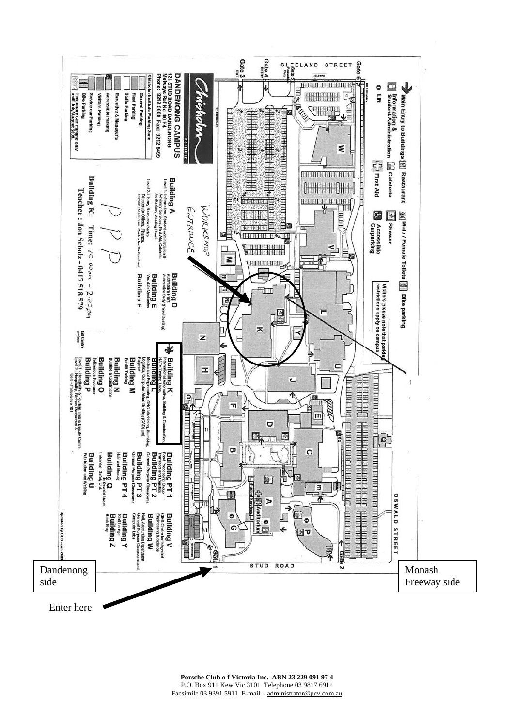# DANDENONG CAMPUS

121 STUD ROAD DANDENONG
Melways Ref No 90 F4
Phone: 9212 5000 Fax: 9212 5499

Chisholm Institute Parking Zone

- General Parking
- Fleet Parking
- Staffs Parking
- Executive & Managers
- Accessible Parking
- Visitors Parking
- Service car Parking
- Bike Parking
- Temporary Car Parking only until July/August 2009

Main Entry to Buildings | Information & Student Administration | Lift | Restaurant | Cafeteria | First Aid | Male / Female Toilets | Shower | Accessible Carparking | Bike parking

Visitors please note that parking restrictions apply on campus

**Building A**
Level 1- Information, Student Administration & Advisory Services, First Aid, Cafeteria, Auditorium, Meeting Room
Level 2- Library Resource Centre, Directors Offices, Finance, Human Resources, Centre for Professional

**Building D**
Automotive Paint
Automotive Body (Panel Beating)

**Building E**
Vechicle Mechanics

**Building F**

**Building K**
International Automotive, Building & Construction
NATA Testing Labs

**Building L**
Mechanical Engineering, CNC Machining, Plumbing, Logistics, Computer Aided Drafting (CAD) and Polymer

**Building M**
Forklift Training

**Building N**
Building & Construction

**Building O**
Indigenous Programs

**Building P**
Level 1 - Hospitality & Tourism, Hair & Beauty Centre
Level 2 - Hospitality, Bistros Restaurant & Cafe - Patisseries 121

**Building PT 1**
Food Processing Group
Transport and Logistics

**Building PT 2**
General Purpose Classrooms

**Building PT 3**
General Purpose Classrooms

**Building PT 4**
Hair and Beauty

**Building Q**
46 Oswald Street
Industrial Safety Unit

**Building U**
Fabrication and Welding

**Building V**
CISEs-Centre for Integrated Engineering & Science

**Building W**
Hall, Accounting Department, General Purpose Classrooms and, Computer Labs

**Building Y**
Staff Lounge

**Building Z**
Book Shop

Updated by BES - Jan 2009

CLEELAND STREET — OSWALD STREET — STUD ROAD

Gate 1, Gate 2, Gate 3 (Exit), Gate 4 (Entry), Gate 5, Gate 6

WORKSHOP ENTRANCE

PPP

Building K: Time: 10.00am - 2.00pm

Teacher: Jon Scholz - 0417 518 579

Dandenong side

Monash Freeway side

Enter here

**Porsche Club o f Victoria Inc. ABN 23 229 091 97 4**
P.O. Box 911 Kew Vic 3101 Telephone 03 9817 6911
Facsimile 03 9391 5911 E-mail – administrator@pcv.com.au